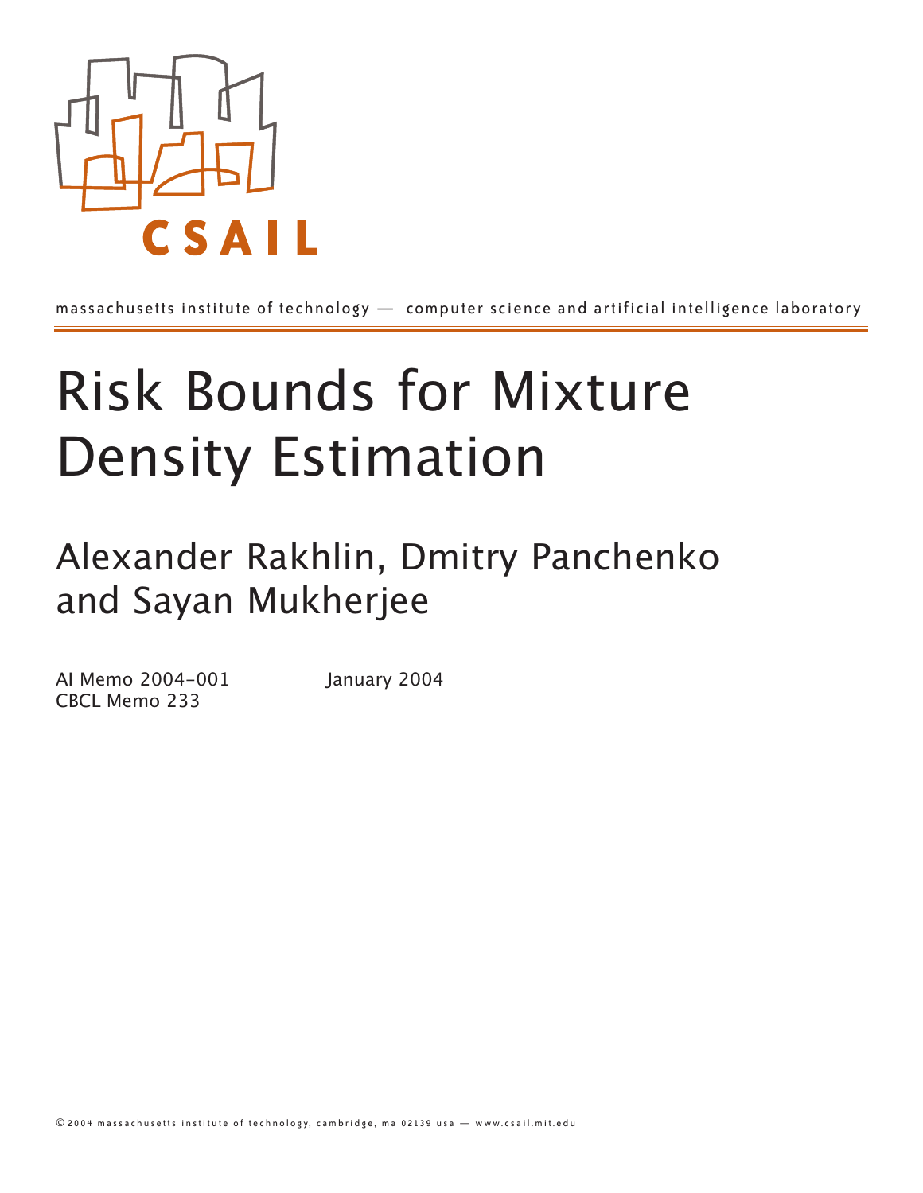CSAIL

massachusetts institute of technology — computer science and artificial intelligence laboratory

# Risk Bounds for Mixture Density Estimation

## Alexander Rakhlin, Dmitry Panchenko and Sayan Mukherjee

AI Memo 2004-001 January 2004
CBCL Memo 233

© 2004 massachusetts institute of technology, cambridge, ma 02139 usa — www.csail.mit.edu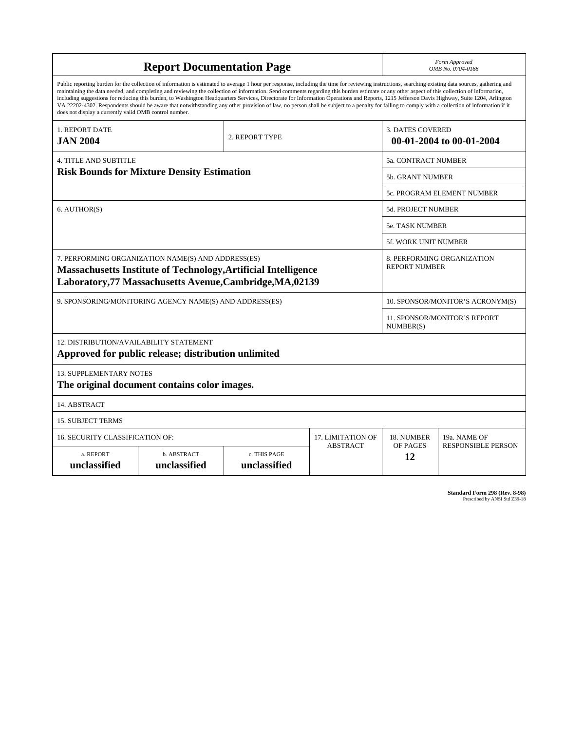# Report Documentation Page

*Form Approved*
*OMB No. 0704-0188*

Public reporting burden for the collection of information is estimated to average 1 hour per response, including the time for reviewing instructions, searching existing data sources, gathering and maintaining the data needed, and completing and reviewing the collection of information. Send comments regarding this burden estimate or any other aspect of this collection of information, including suggestions for reducing this burden, to Washington Headquarters Services, Directorate for Information Operations and Reports, 1215 Jefferson Davis Highway, Suite 1204, Arlington VA 22202-4302. Respondents should be aware that notwithstanding any other provision of law, no person shall be subject to a penalty for failing to comply with a collection of information if it does not display a currently valid OMB control number.

| 1. REPORT DATE | 2. REPORT TYPE | 3. DATES COVERED |
|---|---|---|
| **JAN 2004** | | **00-01-2004 to 00-01-2004** |

| 4. TITLE AND SUBTITLE | |
|---|---|
| **Risk Bounds for Mixture Density Estimation** | 5a. CONTRACT NUMBER |
| | 5b. GRANT NUMBER |
| | 5c. PROGRAM ELEMENT NUMBER |
| 6. AUTHOR(S) | 5d. PROJECT NUMBER |
| | 5e. TASK NUMBER |
| | 5f. WORK UNIT NUMBER |
| 7. PERFORMING ORGANIZATION NAME(S) AND ADDRESS(ES) **Massachusetts Institute of Technology,Artificial Intelligence Laboratory,77 Massachusetts Avenue,Cambridge,MA,02139** | 8. PERFORMING ORGANIZATION REPORT NUMBER |
| 9. SPONSORING/MONITORING AGENCY NAME(S) AND ADDRESS(ES) | 10. SPONSOR/MONITOR'S ACRONYM(S) |
| | 11. SPONSOR/MONITOR'S REPORT NUMBER(S) |

12. DISTRIBUTION/AVAILABILITY STATEMENT
**Approved for public release; distribution unlimited**

13. SUPPLEMENTARY NOTES
**The original document contains color images.**

14. ABSTRACT

15. SUBJECT TERMS

| 16. SECURITY CLASSIFICATION OF: | | | 17. LIMITATION OF ABSTRACT | 18. NUMBER OF PAGES | 19a. NAME OF RESPONSIBLE PERSON |
|---|---|---|---|---|---|
| a. REPORT | b. ABSTRACT | c. THIS PAGE | | | |
| **unclassified** | **unclassified** | **unclassified** | | **12** | |

**Standard Form 298 (Rev. 8-98)**
Prescribed by ANSI Std Z39-18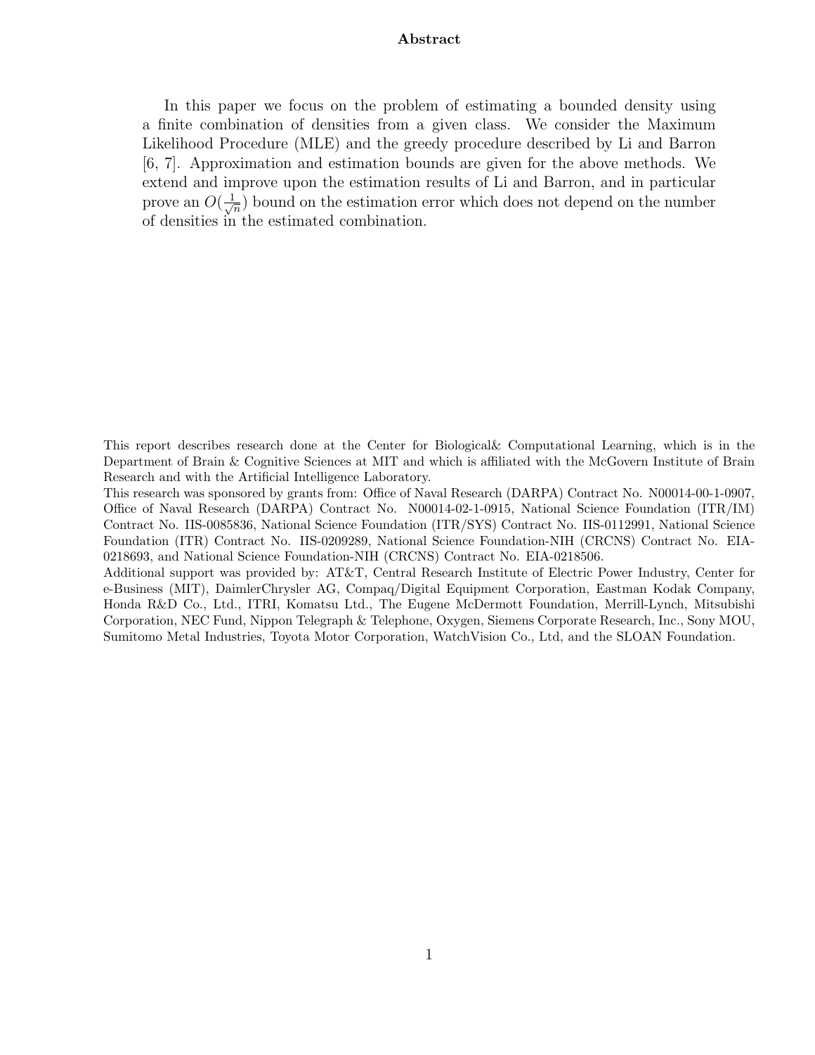**Abstract**

In this paper we focus on the problem of estimating a bounded density using a finite combination of densities from a given class. We consider the Maximum Likelihood Procedure (MLE) and the greedy procedure described by Li and Barron [6, 7]. Approximation and estimation bounds are given for the above methods. We extend and improve upon the estimation results of Li and Barron, and in particular prove an $O(\frac{1}{\sqrt{n}})$ bound on the estimation error which does not depend on the number of densities in the estimated combination.

This report describes research done at the Center for Biological& Computational Learning, which is in the Department of Brain & Cognitive Sciences at MIT and which is affiliated with the McGovern Institute of Brain Research and with the Artificial Intelligence Laboratory.
This research was sponsored by grants from: Office of Naval Research (DARPA) Contract No. N00014-00-1-0907, Office of Naval Research (DARPA) Contract No. N00014-02-1-0915, National Science Foundation (ITR/IM) Contract No. IIS-0085836, National Science Foundation (ITR/SYS) Contract No. IIS-0112991, National Science Foundation (ITR) Contract No. IIS-0209289, National Science Foundation-NIH (CRCNS) Contract No. EIA-0218693, and National Science Foundation-NIH (CRCNS) Contract No. EIA-0218506.
Additional support was provided by: AT&T, Central Research Institute of Electric Power Industry, Center for e-Business (MIT), DaimlerChrysler AG, Compaq/Digital Equipment Corporation, Eastman Kodak Company, Honda R&D Co., Ltd., ITRI, Komatsu Ltd., The Eugene McDermott Foundation, Merrill-Lynch, Mitsubishi Corporation, NEC Fund, Nippon Telegraph & Telephone, Oxygen, Siemens Corporate Research, Inc., Sony MOU, Sumitomo Metal Industries, Toyota Motor Corporation, WatchVision Co., Ltd, and the SLOAN Foundation.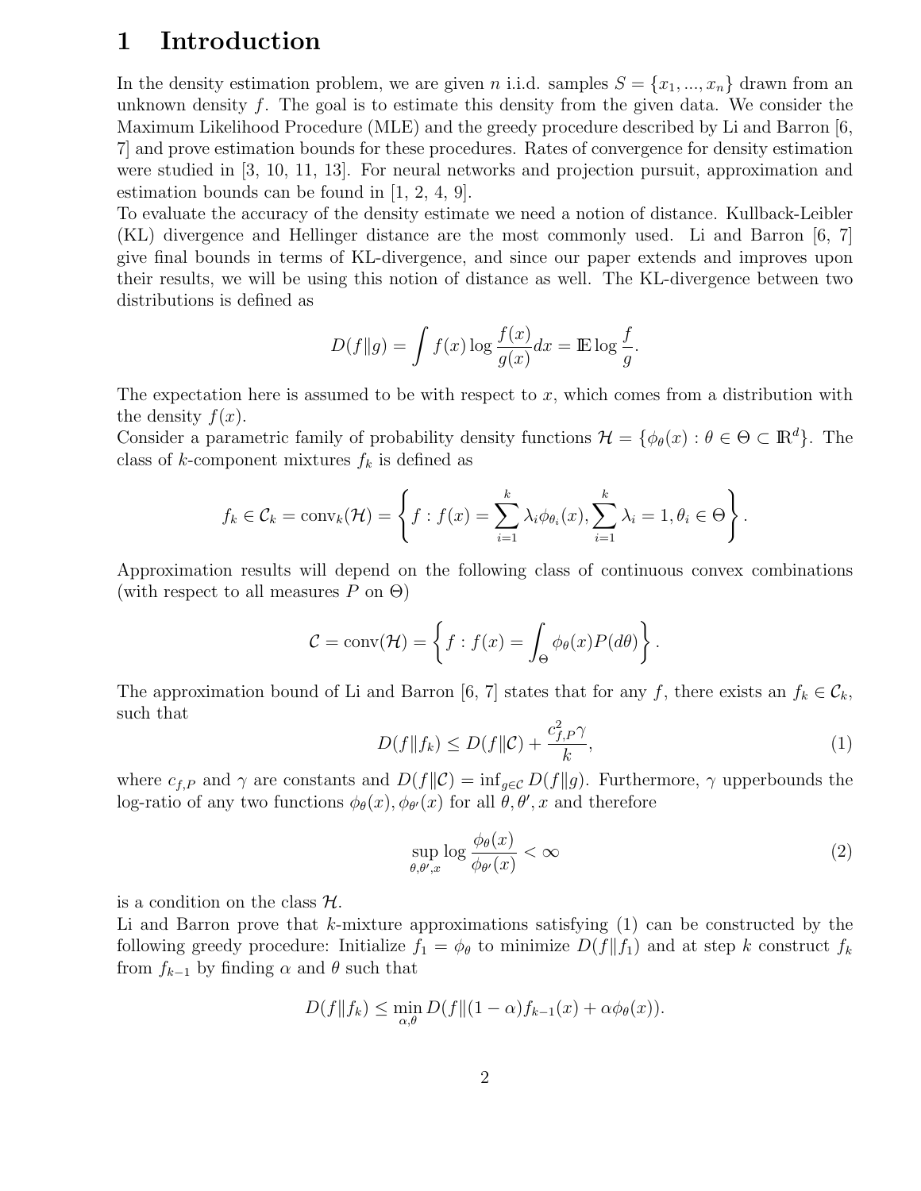# 1 Introduction

In the density estimation problem, we are given $n$ i.i.d. samples $S = \{x_1, ..., x_n\}$ drawn from an unknown density $f$. The goal is to estimate this density from the given data. We consider the Maximum Likelihood Procedure (MLE) and the greedy procedure described by Li and Barron [6, 7] and prove estimation bounds for these procedures. Rates of convergence for density estimation were studied in [3, 10, 11, 13]. For neural networks and projection pursuit, approximation and estimation bounds can be found in [1, 2, 4, 9].

To evaluate the accuracy of the density estimate we need a notion of distance. Kullback-Leibler (KL) divergence and Hellinger distance are the most commonly used. Li and Barron [6, 7] give final bounds in terms of KL-divergence, and since our paper extends and improves upon their results, we will be using this notion of distance as well. The KL-divergence between two distributions is defined as

$$D(f\|g) = \int f(x) \log \frac{f(x)}{g(x)} dx = \mathbb{E} \log \frac{f}{g}.$$

The expectation here is assumed to be with respect to $x$, which comes from a distribution with the density $f(x)$.

Consider a parametric family of probability density functions $\mathcal{H} = \{\phi_\theta(x) : \theta \in \Theta \subset \mathbb{R}^d\}$. The class of $k$-component mixtures $f_k$ is defined as

$$f_k \in \mathcal{C}_k = \operatorname{conv}_k(\mathcal{H}) = \left\{ f : f(x) = \sum_{i=1}^{k} \lambda_i \phi_{\theta_i}(x), \sum_{i=1}^{k} \lambda_i = 1, \theta_i \in \Theta \right\}.$$

Approximation results will depend on the following class of continuous convex combinations (with respect to all measures $P$ on $\Theta$)

$$\mathcal{C} = \operatorname{conv}(\mathcal{H}) = \left\{ f : f(x) = \int_\Theta \phi_\theta(x) P(d\theta) \right\}.$$

The approximation bound of Li and Barron [6, 7] states that for any $f$, there exists an $f_k \in \mathcal{C}_k$, such that

$$D(f\|f_k) \le D(f\|\mathcal{C}) + \frac{c_{f,P}^2 \gamma}{k}, \tag{1}$$

where $c_{f,P}$ and $\gamma$ are constants and $D(f\|\mathcal{C}) = \inf_{g \in \mathcal{C}} D(f\|g)$. Furthermore, $\gamma$ upperbounds the log-ratio of any two functions $\phi_\theta(x), \phi_{\theta'}(x)$ for all $\theta, \theta', x$ and therefore

$$\sup_{\theta,\theta',x} \log \frac{\phi_\theta(x)}{\phi_{\theta'}(x)} < \infty \tag{2}$$

is a condition on the class $\mathcal{H}$.

Li and Barron prove that $k$-mixture approximations satisfying (1) can be constructed by the following greedy procedure: Initialize $f_1 = \phi_\theta$ to minimize $D(f\|f_1)$ and at step $k$ construct $f_k$ from $f_{k-1}$ by finding $\alpha$ and $\theta$ such that

$$D(f\|f_k) \le \min_{\alpha,\theta} D(f\|(1-\alpha) f_{k-1}(x) + \alpha \phi_\theta(x)).$$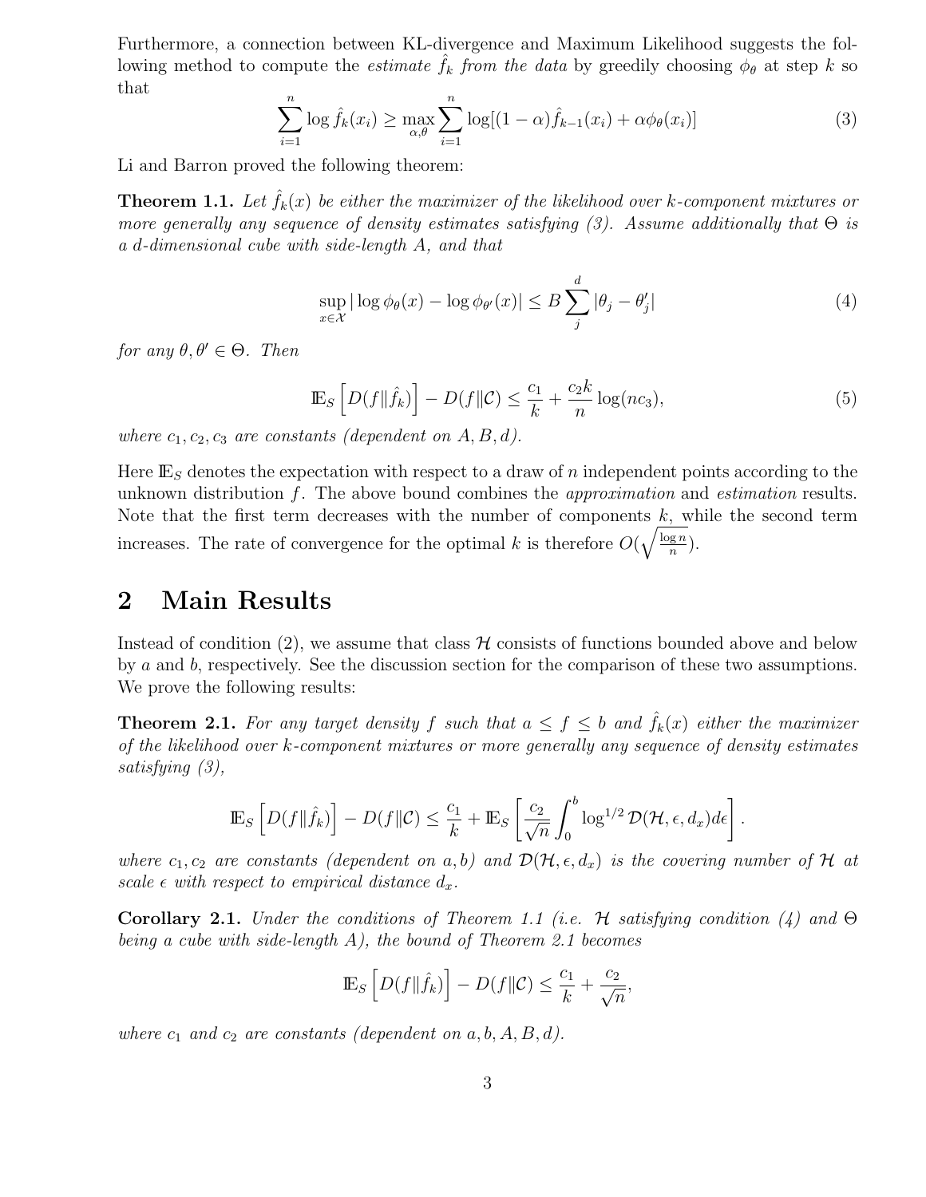Furthermore, a connection between KL-divergence and Maximum Likelihood suggests the following method to compute the *estimate* $\hat{f}_k$ *from the data* by greedily choosing $\phi_\theta$ at step $k$ so that

$$\sum_{i=1}^{n} \log \hat{f}_k(x_i) \geq \max_{\alpha,\theta} \sum_{i=1}^{n} \log[(1-\alpha)\hat{f}_{k-1}(x_i) + \alpha\phi_\theta(x_i)] \tag{3}$$

Li and Barron proved the following theorem:

**Theorem 1.1.** *Let $\hat{f}_k(x)$ be either the maximizer of the likelihood over $k$-component mixtures or more generally any sequence of density estimates satisfying (3). Assume additionally that $\Theta$ is a $d$-dimensional cube with side-length $A$, and that*

$$\sup_{x\in\mathcal{X}} |\log \phi_\theta(x) - \log \phi_{\theta'}(x)| \leq B \sum_{j}^{d} |\theta_j - \theta'_j| \tag{4}$$

*for any $\theta, \theta' \in \Theta$. Then*

$$\mathbb{E}_S\left[D(f\|\hat{f}_k)\right] - D(f\|\mathcal{C}) \leq \frac{c_1}{k} + \frac{c_2 k}{n}\log(nc_3), \tag{5}$$

*where $c_1, c_2, c_3$ are constants (dependent on $A, B, d$).*

Here $\mathbb{E}_S$ denotes the expectation with respect to a draw of $n$ independent points according to the unknown distribution $f$. The above bound combines the *approximation* and *estimation* results. Note that the first term decreases with the number of components $k$, while the second term increases. The rate of convergence for the optimal $k$ is therefore $O(\sqrt{\frac{\log n}{n}})$.

## 2 Main Results

Instead of condition (2), we assume that class $\mathcal{H}$ consists of functions bounded above and below by $a$ and $b$, respectively. See the discussion section for the comparison of these two assumptions. We prove the following results:

**Theorem 2.1.** *For any target density $f$ such that $a \leq f \leq b$ and $\hat{f}_k(x)$ either the maximizer of the likelihood over $k$-component mixtures or more generally any sequence of density estimates satisfying (3),*

$$\mathbb{E}_S\left[D(f\|\hat{f}_k)\right] - D(f\|\mathcal{C}) \leq \frac{c_1}{k} + \mathbb{E}_S\left[\frac{c_2}{\sqrt{n}}\int_0^b \log^{1/2}\mathcal{D}(\mathcal{H},\epsilon,d_x)d\epsilon\right].$$

*where $c_1, c_2$ are constants (dependent on $a, b$) and $\mathcal{D}(\mathcal{H},\epsilon,d_x)$ is the covering number of $\mathcal{H}$ at scale $\epsilon$ with respect to empirical distance $d_x$.*

**Corollary 2.1.** *Under the conditions of Theorem 1.1 (i.e. $\mathcal{H}$ satisfying condition (4) and $\Theta$ being a cube with side-length $A$), the bound of Theorem 2.1 becomes*

$$\mathbb{E}_S\left[D(f\|\hat{f}_k)\right] - D(f\|\mathcal{C}) \leq \frac{c_1}{k} + \frac{c_2}{\sqrt{n}},$$

*where $c_1$ and $c_2$ are constants (dependent on $a, b, A, B, d$).*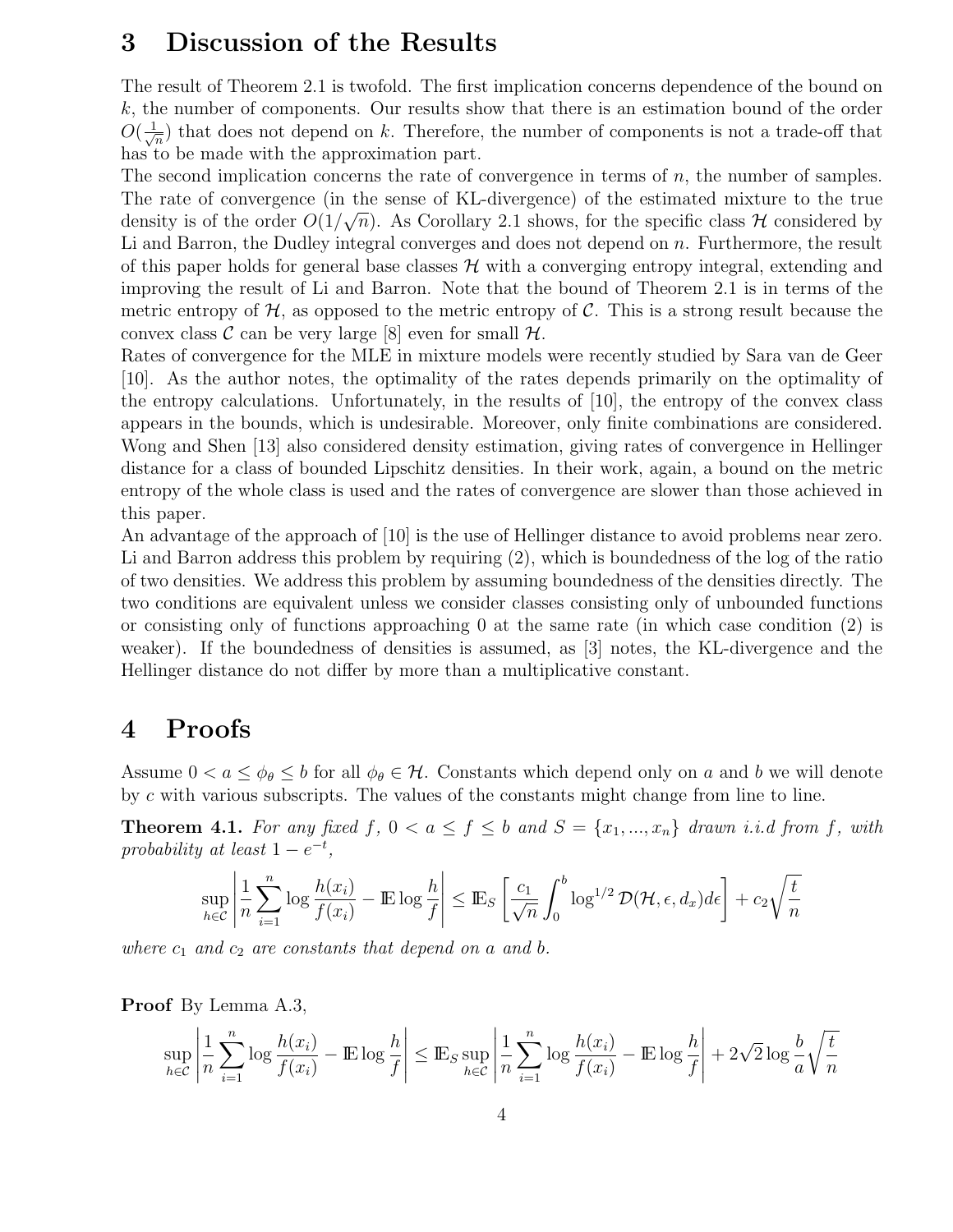# 3 Discussion of the Results

The result of Theorem 2.1 is twofold. The first implication concerns dependence of the bound on $k$, the number of components. Our results show that there is an estimation bound of the order $O(\frac{1}{\sqrt{n}})$ that does not depend on $k$. Therefore, the number of components is not a trade-off that has to be made with the approximation part.

The second implication concerns the rate of convergence in terms of $n$, the number of samples. The rate of convergence (in the sense of KL-divergence) of the estimated mixture to the true density is of the order $O(1/\sqrt{n})$. As Corollary 2.1 shows, for the specific class $\mathcal{H}$ considered by Li and Barron, the Dudley integral converges and does not depend on $n$. Furthermore, the result of this paper holds for general base classes $\mathcal{H}$ with a converging entropy integral, extending and improving the result of Li and Barron. Note that the bound of Theorem 2.1 is in terms of the metric entropy of $\mathcal{H}$, as opposed to the metric entropy of $\mathcal{C}$. This is a strong result because the convex class $\mathcal{C}$ can be very large [8] even for small $\mathcal{H}$.

Rates of convergence for the MLE in mixture models were recently studied by Sara van de Geer [10]. As the author notes, the optimality of the rates depends primarily on the optimality of the entropy calculations. Unfortunately, in the results of [10], the entropy of the convex class appears in the bounds, which is undesirable. Moreover, only finite combinations are considered. Wong and Shen [13] also considered density estimation, giving rates of convergence in Hellinger distance for a class of bounded Lipschitz densities. In their work, again, a bound on the metric entropy of the whole class is used and the rates of convergence are slower than those achieved in this paper.

An advantage of the approach of [10] is the use of Hellinger distance to avoid problems near zero. Li and Barron address this problem by requiring (2), which is boundedness of the log of the ratio of two densities. We address this problem by assuming boundedness of the densities directly. The two conditions are equivalent unless we consider classes consisting only of unbounded functions or consisting only of functions approaching 0 at the same rate (in which case condition (2) is weaker). If the boundedness of densities is assumed, as [3] notes, the KL-divergence and the Hellinger distance do not differ by more than a multiplicative constant.

# 4 Proofs

Assume $0 < a \leq \phi_\theta \leq b$ for all $\phi_\theta \in \mathcal{H}$. Constants which depend only on $a$ and $b$ we will denote by $c$ with various subscripts. The values of the constants might change from line to line.

**Theorem 4.1.** *For any fixed $f$, $0 < a \leq f \leq b$ and $S = \{x_1, ..., x_n\}$ drawn i.i.d from $f$, with probability at least $1 - e^{-t}$,*

$$\sup_{h \in \mathcal{C}} \left| \frac{1}{n} \sum_{i=1}^{n} \log \frac{h(x_i)}{f(x_i)} - \mathbb{E} \log \frac{h}{f} \right| \leq \mathbb{E}_S \left[ \frac{c_1}{\sqrt{n}} \int_0^b \log^{1/2} \mathcal{D}(\mathcal{H}, \epsilon, d_x) d\epsilon \right] + c_2 \sqrt{\frac{t}{n}}$$

*where $c_1$ and $c_2$ are constants that depend on $a$ and $b$.*

**Proof** By Lemma A.3,

$$\sup_{h \in \mathcal{C}} \left| \frac{1}{n} \sum_{i=1}^{n} \log \frac{h(x_i)}{f(x_i)} - \mathbb{E} \log \frac{h}{f} \right| \leq \mathbb{E}_S \sup_{h \in \mathcal{C}} \left| \frac{1}{n} \sum_{i=1}^{n} \log \frac{h(x_i)}{f(x_i)} - \mathbb{E} \log \frac{h}{f} \right| + 2\sqrt{2} \log \frac{b}{a} \sqrt{\frac{t}{n}}$$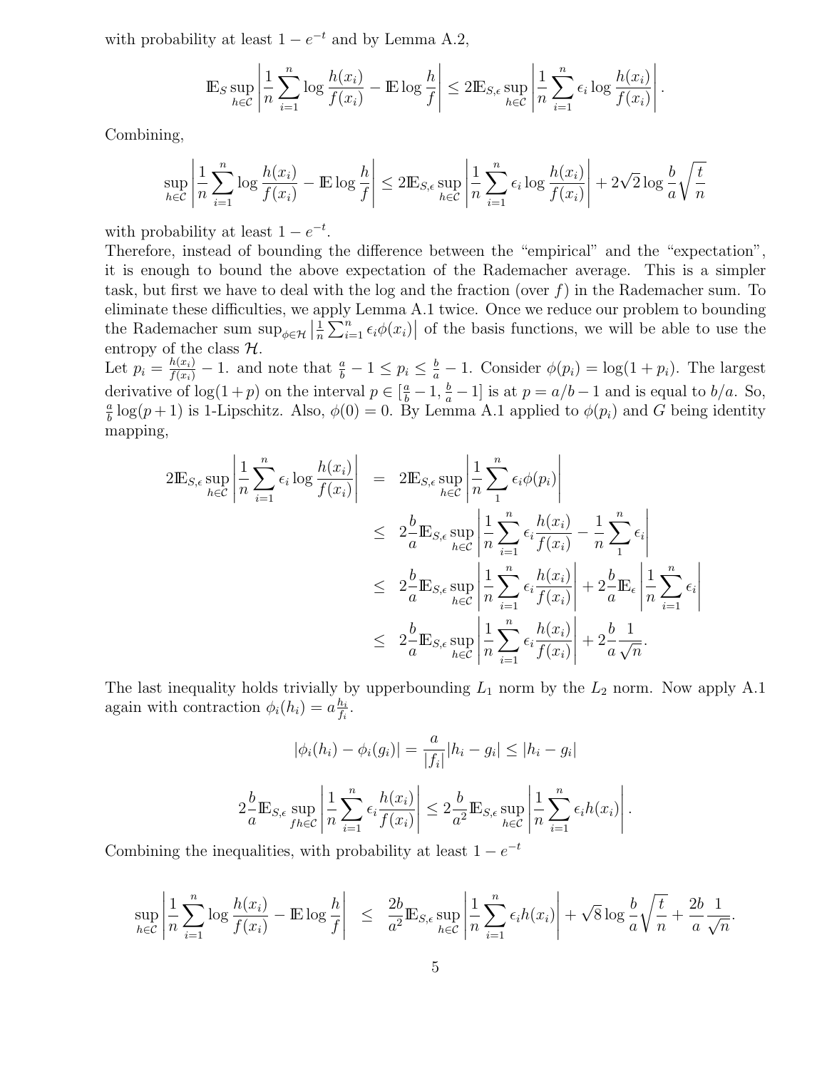with probability at least $1 - e^{-t}$ and by Lemma A.2,

$$\mathbb{E}_S \sup_{h \in \mathcal{C}} \left| \frac{1}{n} \sum_{i=1}^{n} \log \frac{h(x_i)}{f(x_i)} - \mathbb{E} \log \frac{h}{f} \right| \leq 2\mathbb{E}_{S,\epsilon} \sup_{h \in \mathcal{C}} \left| \frac{1}{n} \sum_{i=1}^{n} \epsilon_i \log \frac{h(x_i)}{f(x_i)} \right|.$$

Combining,

$$\sup_{h \in \mathcal{C}} \left| \frac{1}{n} \sum_{i=1}^{n} \log \frac{h(x_i)}{f(x_i)} - \mathbb{E} \log \frac{h}{f} \right| \leq 2\mathbb{E}_{S,\epsilon} \sup_{h \in \mathcal{C}} \left| \frac{1}{n} \sum_{i=1}^{n} \epsilon_i \log \frac{h(x_i)}{f(x_i)} \right| + 2\sqrt{2} \log \frac{b}{a} \sqrt{\frac{t}{n}}$$

with probability at least $1 - e^{-t}$.

Therefore, instead of bounding the difference between the "empirical" and the "expectation", it is enough to bound the above expectation of the Rademacher average. This is a simpler task, but first we have to deal with the log and the fraction (over $f$) in the Rademacher sum. To eliminate these difficulties, we apply Lemma A.1 twice. Once we reduce our problem to bounding the Rademacher sum $\sup_{\phi \in \mathcal{H}} \left| \frac{1}{n} \sum_{i=1}^{n} \epsilon_i \phi(x_i) \right|$ of the basis functions, we will be able to use the entropy of the class $\mathcal{H}$.

Let $p_i = \frac{h(x_i)}{f(x_i)} - 1$. and note that $\frac{a}{b} - 1 \leq p_i \leq \frac{b}{a} - 1$. Consider $\phi(p_i) = \log(1 + p_i)$. The largest derivative of $\log(1+p)$ on the interval $p \in [\frac{a}{b} - 1, \frac{b}{a} - 1]$ is at $p = a/b - 1$ and is equal to $b/a$. So, $\frac{a}{b} \log(p+1)$ is 1-Lipschitz. Also, $\phi(0) = 0$. By Lemma A.1 applied to $\phi(p_i)$ and $G$ being identity mapping,

$$\begin{aligned}
2\mathbb{E}_{S,\epsilon} \sup_{h \in \mathcal{C}} \left| \frac{1}{n} \sum_{i=1}^{n} \epsilon_i \log \frac{h(x_i)}{f(x_i)} \right| &= 2\mathbb{E}_{S,\epsilon} \sup_{h \in \mathcal{C}} \left| \frac{1}{n} \sum_{1}^{n} \epsilon_i \phi(p_i) \right| \\
&\leq 2\frac{b}{a} \mathbb{E}_{S,\epsilon} \sup_{h \in \mathcal{C}} \left| \frac{1}{n} \sum_{i=1}^{n} \epsilon_i \frac{h(x_i)}{f(x_i)} - \frac{1}{n} \sum_{1}^{n} \epsilon_i \right| \\
&\leq 2\frac{b}{a} \mathbb{E}_{S,\epsilon} \sup_{h \in \mathcal{C}} \left| \frac{1}{n} \sum_{i=1}^{n} \epsilon_i \frac{h(x_i)}{f(x_i)} \right| + 2\frac{b}{a} \mathbb{E}_{\epsilon} \left| \frac{1}{n} \sum_{i=1}^{n} \epsilon_i \right| \\
&\leq 2\frac{b}{a} \mathbb{E}_{S,\epsilon} \sup_{h \in \mathcal{C}} \left| \frac{1}{n} \sum_{i=1}^{n} \epsilon_i \frac{h(x_i)}{f(x_i)} \right| + 2\frac{b}{a} \frac{1}{\sqrt{n}}.
\end{aligned}$$

The last inequality holds trivially by upperbounding $L_1$ norm by the $L_2$ norm. Now apply A.1 again with contraction $\phi_i(h_i) = a\frac{h_i}{f_i}$.

$$|\phi_i(h_i) - \phi_i(g_i)| = \frac{a}{|f_i|} |h_i - g_i| \leq |h_i - g_i|$$

$$2\frac{b}{a} \mathbb{E}_{S,\epsilon} \sup_{fh \in \mathcal{C}} \left| \frac{1}{n} \sum_{i=1}^{n} \epsilon_i \frac{h(x_i)}{f(x_i)} \right| \leq 2\frac{b}{a^2} \mathbb{E}_{S,\epsilon} \sup_{h \in \mathcal{C}} \left| \frac{1}{n} \sum_{i=1}^{n} \epsilon_i h(x_i) \right|.$$

Combining the inequalities, with probability at least $1 - e^{-t}$

$$\sup_{h \in \mathcal{C}} \left| \frac{1}{n} \sum_{i=1}^{n} \log \frac{h(x_i)}{f(x_i)} - \mathbb{E} \log \frac{h}{f} \right| \leq \frac{2b}{a^2} \mathbb{E}_{S,\epsilon} \sup_{h \in \mathcal{C}} \left| \frac{1}{n} \sum_{i=1}^{n} \epsilon_i h(x_i) \right| + \sqrt{8} \log \frac{b}{a} \sqrt{\frac{t}{n}} + \frac{2b}{a} \frac{1}{\sqrt{n}}.$$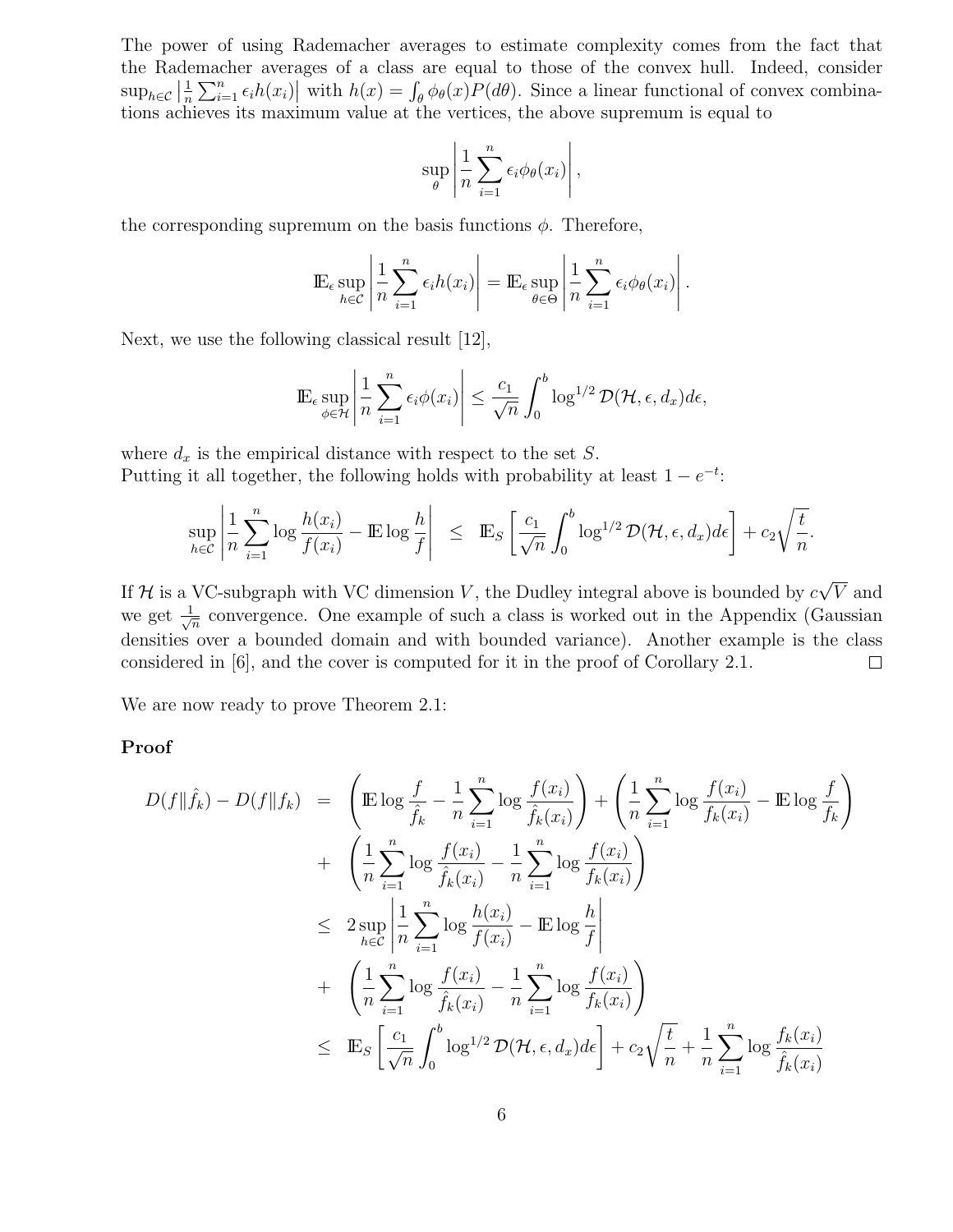The power of using Rademacher averages to estimate complexity comes from the fact that the Rademacher averages of a class are equal to those of the convex hull. Indeed, consider $\sup_{h\in\mathcal{C}} \left|\frac{1}{n}\sum_{i=1}^n \epsilon_i h(x_i)\right|$ with $h(x) = \int_\theta \phi_\theta(x) P(d\theta)$. Since a linear functional of convex combinations achieves its maximum value at the vertices, the above supremum is equal to

$$\sup_\theta \left| \frac{1}{n}\sum_{i=1}^n \epsilon_i \phi_\theta(x_i) \right|,$$

the corresponding supremum on the basis functions $\phi$. Therefore,

$$\mathbb{E}_\epsilon \sup_{h\in\mathcal{C}} \left| \frac{1}{n}\sum_{i=1}^n \epsilon_i h(x_i) \right| = \mathbb{E}_\epsilon \sup_{\theta\in\Theta} \left| \frac{1}{n}\sum_{i=1}^n \epsilon_i \phi_\theta(x_i) \right|.$$

Next, we use the following classical result [12],

$$\mathbb{E}_\epsilon \sup_{\phi\in\mathcal{H}} \left| \frac{1}{n}\sum_{i=1}^n \epsilon_i \phi(x_i) \right| \le \frac{c_1}{\sqrt{n}} \int_0^b \log^{1/2} \mathcal{D}(\mathcal{H}, \epsilon, d_x) d\epsilon,$$

where $d_x$ is the empirical distance with respect to the set $S$.
Putting it all together, the following holds with probability at least $1 - e^{-t}$:

$$\sup_{h\in\mathcal{C}} \left| \frac{1}{n}\sum_{i=1}^n \log\frac{h(x_i)}{f(x_i)} - \mathbb{E}\log\frac{h}{f} \right| \le \mathbb{E}_S\left[ \frac{c_1}{\sqrt{n}} \int_0^b \log^{1/2} \mathcal{D}(\mathcal{H}, \epsilon, d_x) d\epsilon \right] + c_2\sqrt{\frac{t}{n}}.$$

If $\mathcal{H}$ is a VC-subgraph with VC dimension $V$, the Dudley integral above is bounded by $c\sqrt{V}$ and we get $\frac{1}{\sqrt{n}}$ convergence. One example of such a class is worked out in the Appendix (Gaussian densities over a bounded domain and with bounded variance). Another example is the class considered in [6], and the cover is computed for it in the proof of Corollary 2.1. $\square$

We are now ready to prove Theorem 2.1:

**Proof**

$$\begin{aligned}
D(f\|\hat{f}_k) - D(f\|f_k) &= \left( \mathbb{E}\log\frac{f}{\hat{f}_k} - \frac{1}{n}\sum_{i=1}^n \log\frac{f(x_i)}{\hat{f}_k(x_i)} \right) + \left( \frac{1}{n}\sum_{i=1}^n \log\frac{f(x_i)}{f_k(x_i)} - \mathbb{E}\log\frac{f}{f_k} \right) \\
&+ \left( \frac{1}{n}\sum_{i=1}^n \log\frac{f(x_i)}{\hat{f}_k(x_i)} - \frac{1}{n}\sum_{i=1}^n \log\frac{f(x_i)}{f_k(x_i)} \right) \\
&\le 2\sup_{h\in\mathcal{C}} \left| \frac{1}{n}\sum_{i=1}^n \log\frac{h(x_i)}{f(x_i)} - \mathbb{E}\log\frac{h}{f} \right| \\
&+ \left( \frac{1}{n}\sum_{i=1}^n \log\frac{f(x_i)}{\hat{f}_k(x_i)} - \frac{1}{n}\sum_{i=1}^n \log\frac{f(x_i)}{f_k(x_i)} \right) \\
&\le \mathbb{E}_S\left[ \frac{c_1}{\sqrt{n}} \int_0^b \log^{1/2} \mathcal{D}(\mathcal{H}, \epsilon, d_x) d\epsilon \right] + c_2\sqrt{\frac{t}{n}} + \frac{1}{n}\sum_{i=1}^n \log\frac{f_k(x_i)}{\hat{f}_k(x_i)}
\end{aligned}$$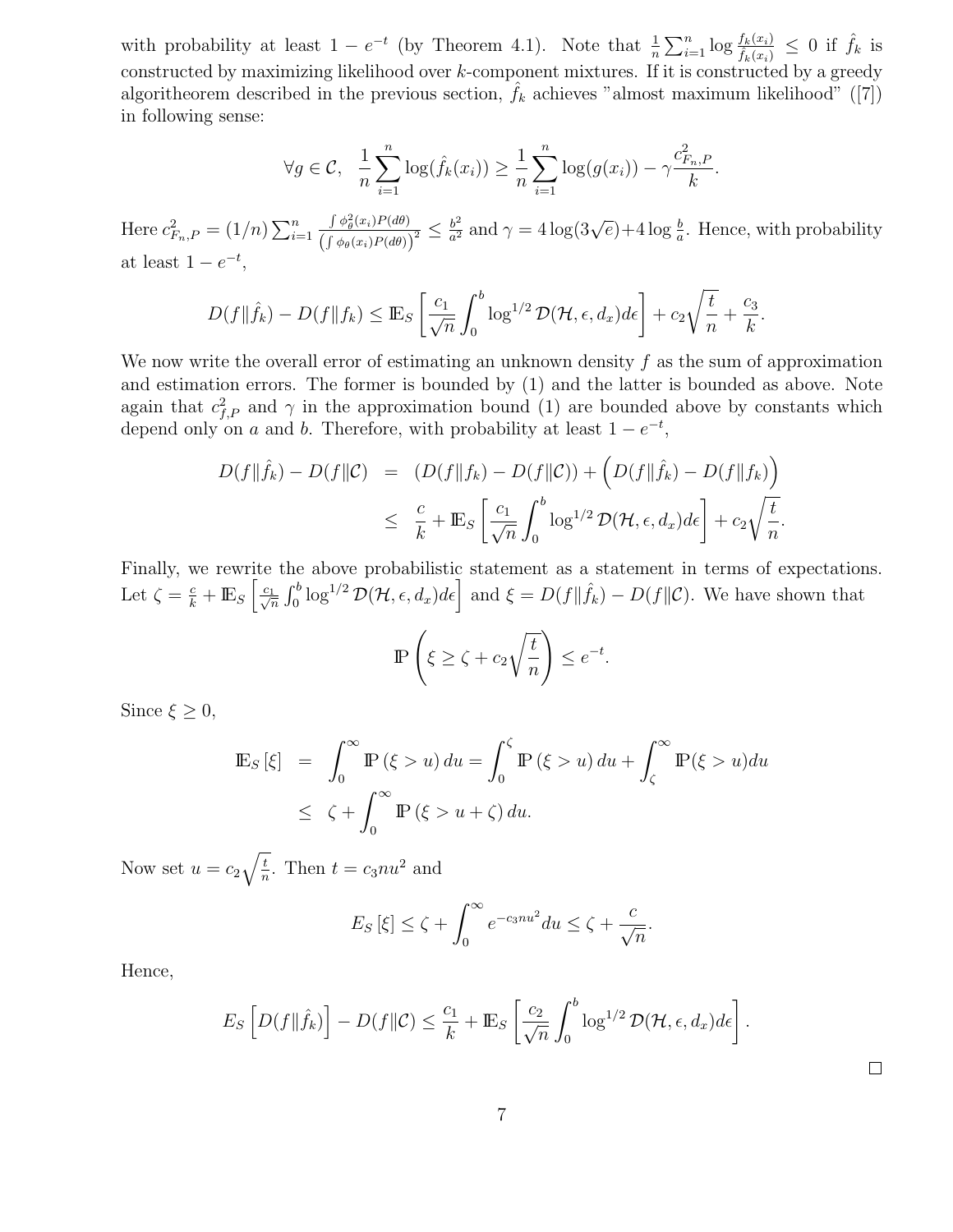with probability at least $1 - e^{-t}$ (by Theorem 4.1). Note that $\frac{1}{n}\sum_{i=1}^n \log \frac{f_k(x_i)}{\hat{f}_k(x_i)} \le 0$ if $\hat{f}_k$ is constructed by maximizing likelihood over $k$-component mixtures. If it is constructed by a greedy algoritheorem described in the previous section, $\hat{f}_k$ achieves "almost maximum likelihood" ([7]) in following sense:

$$\forall g \in \mathcal{C}, \quad \frac{1}{n}\sum_{i=1}^n \log(\hat{f}_k(x_i)) \ge \frac{1}{n}\sum_{i=1}^n \log(g(x_i)) - \gamma \frac{c_{F_n,P}^2}{k}.$$

Here $c_{F_n,P}^2 = (1/n)\sum_{i=1}^n \frac{\int \phi_\theta^2(x_i)P(d\theta)}{\left(\int \phi_\theta(x_i)P(d\theta)\right)^2} \le \frac{b^2}{a^2}$ and $\gamma = 4\log(3\sqrt{e}) + 4\log\frac{b}{a}$. Hence, with probability at least $1 - e^{-t}$,

$$D(f\|\hat{f}_k) - D(f\|f_k) \le \mathbb{E}_S\left[\frac{c_1}{\sqrt{n}}\int_0^b \log^{1/2}\mathcal{D}(\mathcal{H},\epsilon,d_x)d\epsilon\right] + c_2\sqrt{\frac{t}{n}} + \frac{c_3}{k}.$$

We now write the overall error of estimating an unknown density $f$ as the sum of approximation and estimation errors. The former is bounded by (1) and the latter is bounded as above. Note again that $c_{f,P}^2$ and $\gamma$ in the approximation bound (1) are bounded above by constants which depend only on $a$ and $b$. Therefore, with probability at least $1 - e^{-t}$,

$$\begin{aligned}
D(f\|\hat{f}_k) - D(f\|\mathcal{C}) &= (D(f\|f_k) - D(f\|\mathcal{C})) + \left(D(f\|\hat{f}_k) - D(f\|f_k)\right) \\
&\le \frac{c}{k} + \mathbb{E}_S\left[\frac{c_1}{\sqrt{n}}\int_0^b \log^{1/2}\mathcal{D}(\mathcal{H},\epsilon,d_x)d\epsilon\right] + c_2\sqrt{\frac{t}{n}}.
\end{aligned}$$

Finally, we rewrite the above probabilistic statement as a statement in terms of expectations. Let $\zeta = \frac{c}{k} + \mathbb{E}_S\left[\frac{c_1}{\sqrt{n}}\int_0^b \log^{1/2}\mathcal{D}(\mathcal{H},\epsilon,d_x)d\epsilon\right]$ and $\xi = D(f\|\hat{f}_k) - D(f\|\mathcal{C})$. We have shown that

$$\mathbb{P}\left(\xi \ge \zeta + c_2\sqrt{\frac{t}{n}}\right) \le e^{-t}.$$

Since $\xi \ge 0$,

$$\begin{aligned}
\mathbb{E}_S[\xi] &= \int_0^\infty \mathbb{P}(\xi > u)\,du = \int_0^\zeta \mathbb{P}(\xi > u)\,du + \int_\zeta^\infty \mathbb{P}(\xi > u)du \\
&\le \zeta + \int_0^\infty \mathbb{P}(\xi > u + \zeta)\,du.
\end{aligned}$$

Now set $u = c_2\sqrt{\frac{t}{n}}$. Then $t = c_3 n u^2$ and

$$E_S[\xi] \le \zeta + \int_0^\infty e^{-c_3 n u^2}du \le \zeta + \frac{c}{\sqrt{n}}.$$

Hence,

$$E_S\left[D(f\|\hat{f}_k)\right] - D(f\|\mathcal{C}) \le \frac{c_1}{k} + \mathbb{E}_S\left[\frac{c_2}{\sqrt{n}}\int_0^b \log^{1/2}\mathcal{D}(\mathcal{H},\epsilon,d_x)d\epsilon\right].$$

□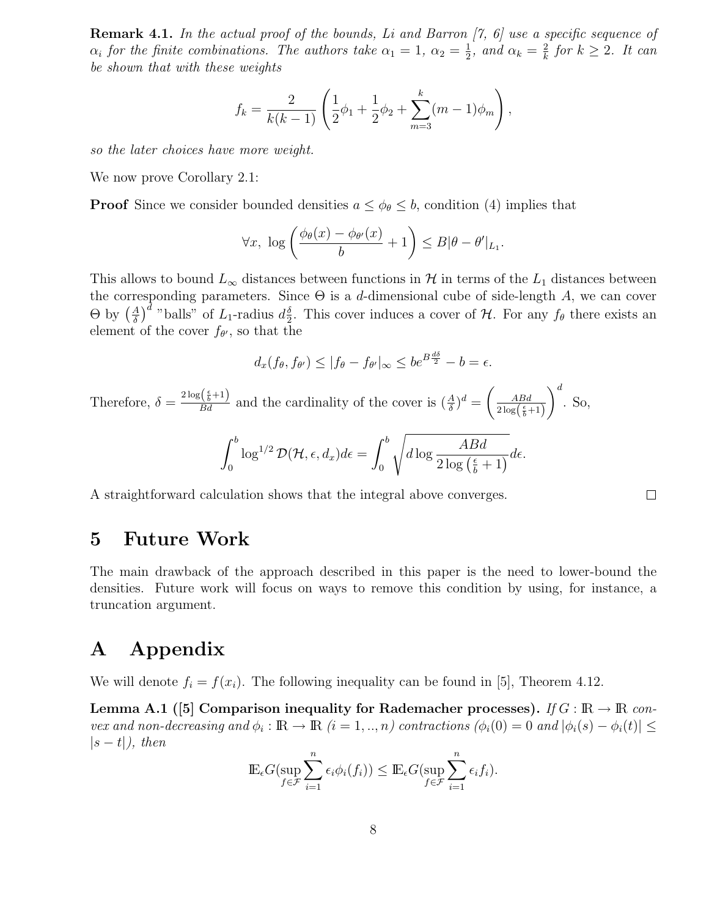**Remark 4.1.** *In the actual proof of the bounds, Li and Barron [7, 6] use a specific sequence of $\alpha_i$ for the finite combinations. The authors take $\alpha_1 = 1$, $\alpha_2 = \frac{1}{2}$, and $\alpha_k = \frac{2}{k}$ for $k \geq 2$. It can be shown that with these weights*

$$f_k = \frac{2}{k(k-1)} \left( \frac{1}{2}\phi_1 + \frac{1}{2}\phi_2 + \sum_{m=3}^{k} (m-1)\phi_m \right),$$

*so the later choices have more weight.*

We now prove Corollary 2.1:

**Proof** Since we consider bounded densities $a \leq \phi_\theta \leq b$, condition (4) implies that

$$\forall x, \ \log\left( \frac{\phi_\theta(x) - \phi_{\theta'}(x)}{b} + 1 \right) \leq B|\theta - \theta'|_{L_1}.$$

This allows to bound $L_\infty$ distances between functions in $\mathcal{H}$ in terms of the $L_1$ distances between the corresponding parameters. Since $\Theta$ is a $d$-dimensional cube of side-length $A$, we can cover $\Theta$ by $\left(\frac{A}{\delta}\right)^d$ "balls" of $L_1$-radius $d\frac{\delta}{2}$. This cover induces a cover of $\mathcal{H}$. For any $f_\theta$ there exists an element of the cover $f_{\theta'}$, so that the

$$d_x(f_\theta, f_{\theta'}) \leq |f_\theta - f_{\theta'}|_\infty \leq be^{B\frac{d\delta}{2}} - b = \epsilon.$$

Therefore, $\delta = \frac{2\log\left(\frac{\epsilon}{b}+1\right)}{Bd}$ and the cardinality of the cover is $(\frac{A}{\delta})^d = \left(\frac{ABd}{2\log\left(\frac{\epsilon}{b}+1\right)}\right)^d$. So,

$$\int_0^b \log^{1/2} \mathcal{D}(\mathcal{H}, \epsilon, d_x) d\epsilon = \int_0^b \sqrt{d \log \frac{ABd}{2\log\left(\frac{\epsilon}{b}+1\right)}} d\epsilon.$$

A straightforward calculation shows that the integral above converges. $\square$

# 5 Future Work

The main drawback of the approach described in this paper is the need to lower-bound the densities. Future work will focus on ways to remove this condition by using, for instance, a truncation argument.

# A Appendix

We will denote $f_i = f(x_i)$. The following inequality can be found in [5], Theorem 4.12.

**Lemma A.1 ([5] Comparison inequality for Rademacher processes).** *If $G : \mathbb{R} \to \mathbb{R}$ convex and non-decreasing and $\phi_i : \mathbb{R} \to \mathbb{R}$ $(i = 1, .., n)$ contractions ($\phi_i(0) = 0$ and $|\phi_i(s) - \phi_i(t)| \leq |s - t|$), then*

$$\mathbb{E}_\epsilon G(\sup_{f \in \mathcal{F}} \sum_{i=1}^{n} \epsilon_i \phi_i(f_i)) \leq \mathbb{E}_\epsilon G(\sup_{f \in \mathcal{F}} \sum_{i=1}^{n} \epsilon_i f_i).$$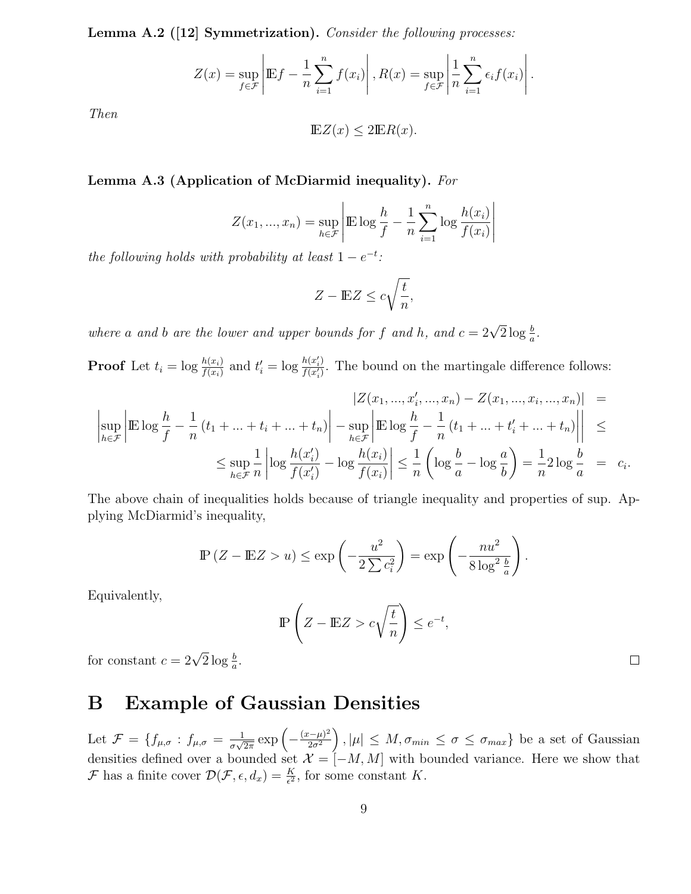**Lemma A.2 ([12] Symmetrization).** *Consider the following processes:*

$$Z(x) = \sup_{f \in \mathcal{F}} \left| \mathbb{E} f - \frac{1}{n} \sum_{i=1}^{n} f(x_i) \right|, R(x) = \sup_{f \in \mathcal{F}} \left| \frac{1}{n} \sum_{i=1}^{n} \epsilon_i f(x_i) \right|.$$

*Then*

$$\mathbb{E} Z(x) \leq 2 \mathbb{E} R(x).$$

**Lemma A.3 (Application of McDiarmid inequality).** *For*

$$Z(x_1, ..., x_n) = \sup_{h \in \mathcal{F}} \left| \mathbb{E} \log \frac{h}{f} - \frac{1}{n} \sum_{i=1}^{n} \log \frac{h(x_i)}{f(x_i)} \right|$$

*the following holds with probability at least* $1 - e^{-t}$*:*

$$Z - \mathbb{E} Z \leq c \sqrt{\frac{t}{n}},$$

*where* $a$ *and* $b$ *are the lower and upper bounds for* $f$ *and* $h$*, and* $c = 2\sqrt{2} \log \frac{b}{a}$*.*

**Proof** Let $t_i = \log \frac{h(x_i)}{f(x_i)}$ and $t'_i = \log \frac{h(x'_i)}{f(x'_i)}$. The bound on the martingale difference follows:

$$
\begin{aligned}
|Z(x_1, ..., x'_i, ..., x_n) - Z(x_1, ..., x_i, ..., x_n)| &= \\
\left| \sup_{h \in \mathcal{F}} \left| \mathbb{E} \log \frac{h}{f} - \frac{1}{n} (t_1 + ... + t_i + ... + t_n) \right| - \sup_{h \in \mathcal{F}} \left| \mathbb{E} \log \frac{h}{f} - \frac{1}{n} (t_1 + ... + t'_i + ... + t_n) \right| \right| &\leq \\
\leq \sup_{h \in \mathcal{F}} \frac{1}{n} \left| \log \frac{h(x'_i)}{f(x'_i)} - \log \frac{h(x_i)}{f(x_i)} \right| \leq \frac{1}{n} \left( \log \frac{b}{a} - \log \frac{a}{b} \right) = \frac{1}{n} 2 \log \frac{b}{a} &= c_i.
\end{aligned}
$$

The above chain of inequalities holds because of triangle inequality and properties of sup. Applying McDiarmid's inequality,

$$\mathbb{P}(Z - \mathbb{E} Z > u) \leq \exp\left( -\frac{u^2}{2 \sum c_i^2} \right) = \exp\left( -\frac{n u^2}{8 \log^2 \frac{b}{a}} \right).$$

Equivalently,

$$\mathbb{P}\left( Z - \mathbb{E} Z > c \sqrt{\frac{t}{n}} \right) \leq e^{-t},$$

for constant $c = 2\sqrt{2} \log \frac{b}{a}$. □

# B Example of Gaussian Densities

Let $\mathcal{F} = \{ f_{\mu,\sigma} : f_{\mu,\sigma} = \frac{1}{\sigma\sqrt{2\pi}} \exp\left( -\frac{(x-\mu)^2}{2\sigma^2} \right), |\mu| \leq M, \sigma_{min} \leq \sigma \leq \sigma_{max} \}$ be a set of Gaussian densities defined over a bounded set $\mathcal{X} = [-M, M]$ with bounded variance. Here we show that $\mathcal{F}$ has a finite cover $\mathcal{D}(\mathcal{F}, \epsilon, d_x) = \frac{K}{\epsilon^2}$, for some constant $K$.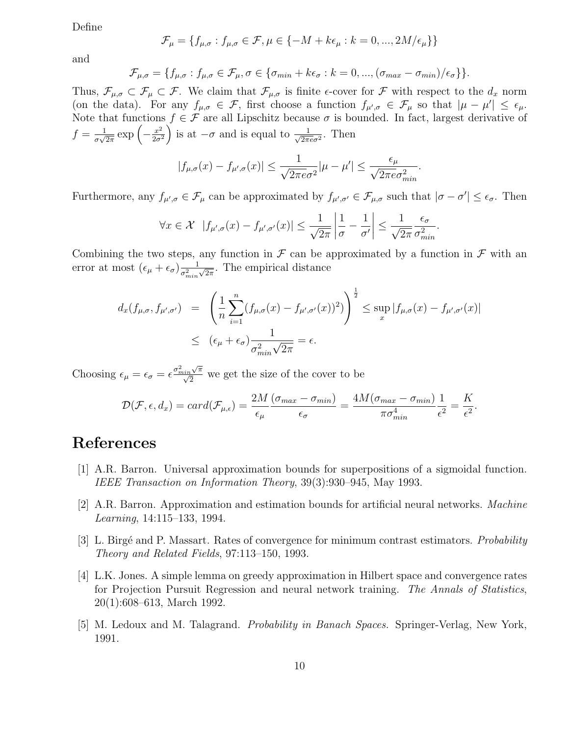Define

$$\mathcal{F}_\mu = \{f_{\mu,\sigma} : f_{\mu,\sigma} \in \mathcal{F}, \mu \in \{-M + k\epsilon_\mu : k = 0, ..., 2M/\epsilon_\mu\}\}$$

and

$$\mathcal{F}_{\mu,\sigma} = \{f_{\mu,\sigma} : f_{\mu,\sigma} \in \mathcal{F}_\mu, \sigma \in \{\sigma_{min} + k\epsilon_\sigma : k = 0, ..., (\sigma_{max} - \sigma_{min})/\epsilon_\sigma\}\}.$$

Thus, $\mathcal{F}_{\mu,\sigma} \subset \mathcal{F}_\mu \subset \mathcal{F}$. We claim that $\mathcal{F}_{\mu,\sigma}$ is finite $\epsilon$-cover for $\mathcal{F}$ with respect to the $d_x$ norm (on the data). For any $f_{\mu,\sigma} \in \mathcal{F}$, first choose a function $f_{\mu',\sigma} \in \mathcal{F}_\mu$ so that $|\mu - \mu'| \leq \epsilon_\mu$. Note that functions $f \in \mathcal{F}$ are all Lipschitz because $\sigma$ is bounded. In fact, largest derivative of $f = \frac{1}{\sigma\sqrt{2\pi}} \exp\left(-\frac{x^2}{2\sigma^2}\right)$ is at $-\sigma$ and is equal to $\frac{1}{\sqrt{2\pi e}\sigma^2}$. Then

$$|f_{\mu,\sigma}(x) - f_{\mu',\sigma}(x)| \leq \frac{1}{\sqrt{2\pi e}\sigma^2}|\mu - \mu'| \leq \frac{\epsilon_\mu}{\sqrt{2\pi e}\sigma_{min}^2}.$$

Furthermore, any $f_{\mu',\sigma} \in \mathcal{F}_\mu$ can be approximated by $f_{\mu',\sigma'} \in \mathcal{F}_{\mu,\sigma}$ such that $|\sigma - \sigma'| \leq \epsilon_\sigma$. Then

$$\forall x \in \mathcal{X} \quad |f_{\mu',\sigma}(x) - f_{\mu',\sigma'}(x)| \leq \frac{1}{\sqrt{2\pi}}\left|\frac{1}{\sigma} - \frac{1}{\sigma'}\right| \leq \frac{1}{\sqrt{2\pi}}\frac{\epsilon_\sigma}{\sigma_{min}^2}.$$

Combining the two steps, any function in $\mathcal{F}$ can be approximated by a function in $\mathcal{F}$ with an error at most $(\epsilon_\mu + \epsilon_\sigma)\frac{1}{\sigma_{min}^2\sqrt{2\pi}}$. The empirical distance

$$\begin{aligned}
d_x(f_{\mu,\sigma}, f_{\mu',\sigma'}) &= \left(\frac{1}{n}\sum_{i=1}^{n}(f_{\mu,\sigma}(x) - f_{\mu',\sigma'}(x))^2)\right)^{\frac{1}{2}} \leq \sup_x |f_{\mu,\sigma}(x) - f_{\mu',\sigma'}(x)| \\
&\leq (\epsilon_\mu + \epsilon_\sigma)\frac{1}{\sigma_{min}^2\sqrt{2\pi}} = \epsilon.
\end{aligned}$$

Choosing $\epsilon_\mu = \epsilon_\sigma = \epsilon\frac{\sigma_{min}^2\sqrt{\pi}}{\sqrt{2}}$ we get the size of the cover to be

$$\mathcal{D}(\mathcal{F}, \epsilon, d_x) = card(\mathcal{F}_{\mu,\epsilon}) = \frac{2M}{\epsilon_\mu}\frac{(\sigma_{max} - \sigma_{min})}{\epsilon_\sigma} = \frac{4M(\sigma_{max} - \sigma_{min})}{\pi\sigma_{min}^4}\frac{1}{\epsilon^2} = \frac{K}{\epsilon^2}.$$

# References

[1] A.R. Barron. Universal approximation bounds for superpositions of a sigmoidal function. *IEEE Transaction on Information Theory*, 39(3):930–945, May 1993.

[2] A.R. Barron. Approximation and estimation bounds for artificial neural networks. *Machine Learning*, 14:115–133, 1994.

[3] L. Birgé and P. Massart. Rates of convergence for minimum contrast estimators. *Probability Theory and Related Fields*, 97:113–150, 1993.

[4] L.K. Jones. A simple lemma on greedy approximation in Hilbert space and convergence rates for Projection Pursuit Regression and neural network training. *The Annals of Statistics*, 20(1):608–613, March 1992.

[5] M. Ledoux and M. Talagrand. *Probability in Banach Spaces.* Springer-Verlag, New York, 1991.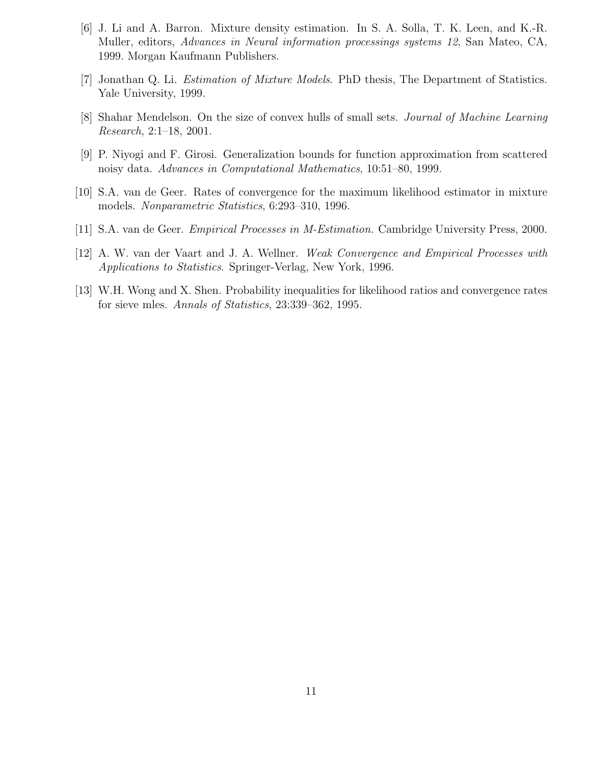[6] J. Li and A. Barron. Mixture density estimation. In S. A. Solla, T. K. Leen, and K.-R. Muller, editors, *Advances in Neural information processings systems 12*, San Mateo, CA, 1999. Morgan Kaufmann Publishers.

[7] Jonathan Q. Li. *Estimation of Mixture Models*. PhD thesis, The Department of Statistics. Yale University, 1999.

[8] Shahar Mendelson. On the size of convex hulls of small sets. *Journal of Machine Learning Research*, 2:1–18, 2001.

[9] P. Niyogi and F. Girosi. Generalization bounds for function approximation from scattered noisy data. *Advances in Computational Mathematics*, 10:51–80, 1999.

[10] S.A. van de Geer. Rates of convergence for the maximum likelihood estimator in mixture models. *Nonparametric Statistics*, 6:293–310, 1996.

[11] S.A. van de Geer. *Empirical Processes in M-Estimation.* Cambridge University Press, 2000.

[12] A. W. van der Vaart and J. A. Wellner. *Weak Convergence and Empirical Processes with Applications to Statistics*. Springer-Verlag, New York, 1996.

[13] W.H. Wong and X. Shen. Probability inequalities for likelihood ratios and convergence rates for sieve mles. *Annals of Statistics*, 23:339–362, 1995.